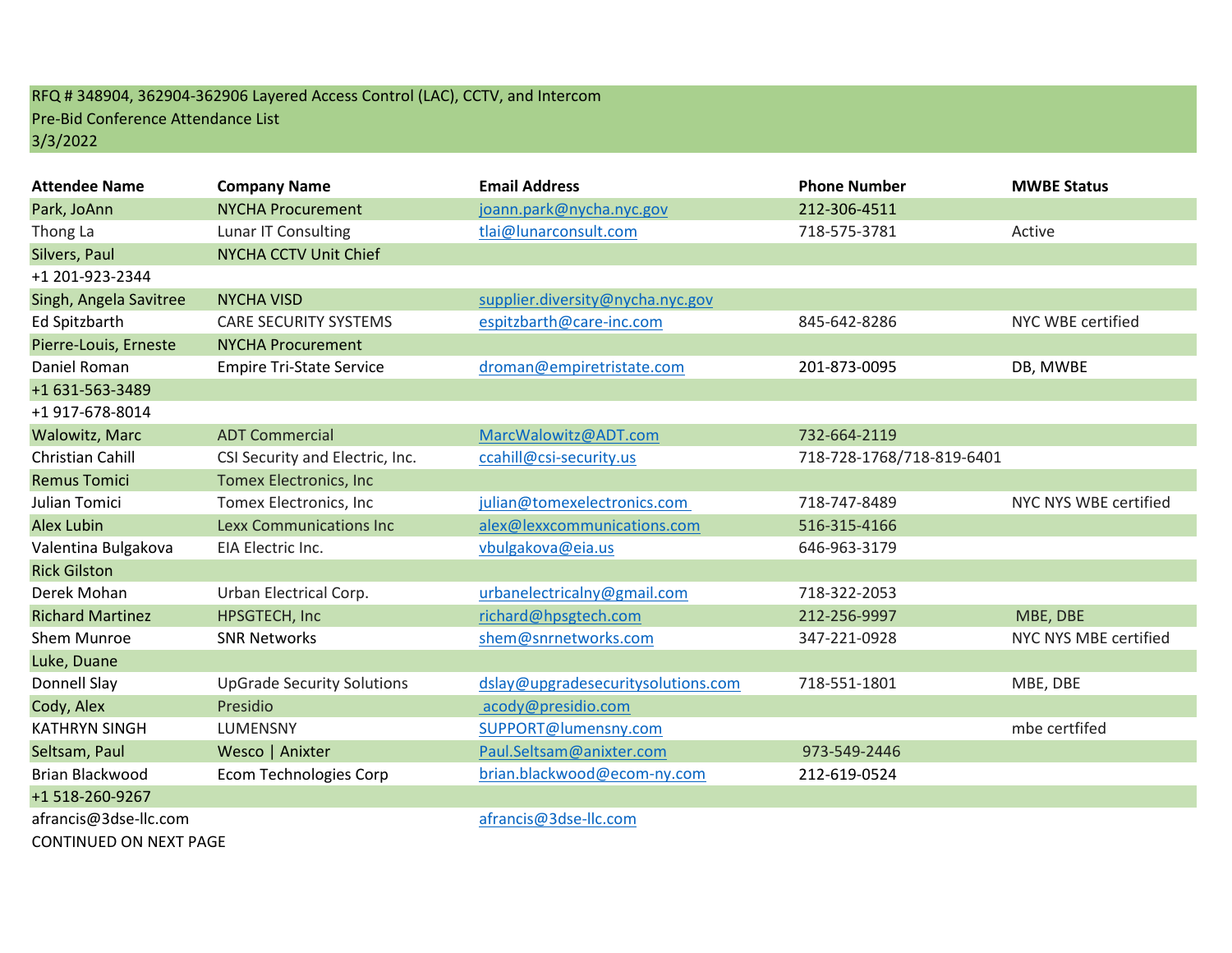RFQ # 348904, 362904-362906 Layered Access Control (LAC), CCTV, and Intercom
Pre-Bid Conference Attendance List
3/3/2022

| Attendee Name | Company Name | Email Address | Phone Number | MWBE Status |
|---|---|---|---|---|
| Park, JoAnn | NYCHA Procurement | joann.park@nycha.nyc.gov | 212-306-4511 | |
| Thong La | Lunar IT Consulting | tlai@lunarconsult.com | 718-575-3781 | Active |
| Silvers, Paul | NYCHA CCTV Unit Chief | | | |
| +1 201-923-2344 | | | | |
| Singh, Angela Savitree | NYCHA VISD | supplier.diversity@nycha.nyc.gov | | |
| Ed Spitzbarth | CARE SECURITY SYSTEMS | espitzbarth@care-inc.com | 845-642-8286 | NYC WBE certified |
| Pierre-Louis, Erneste | NYCHA Procurement | | | |
| Daniel Roman | Empire Tri-State Service | droman@empiretristate.com | 201-873-0095 | DB, MWBE |
| +1 631-563-3489 | | | | |
| +1 917-678-8014 | | | | |
| Walowitz, Marc | ADT Commercial | MarcWalowitz@ADT.com | 732-664-2119 | |
| Christian Cahill | CSI Security and Electric, Inc. | ccahill@csi-security.us | 718-728-1768/718-819-6401 | |
| Remus Tomici | Tomex Electronics, Inc | | | |
| Julian Tomici | Tomex Electronics, Inc | julian@tomexelectronics.com | 718-747-8489 | NYC NYS WBE certified |
| Alex Lubin | Lexx Communications Inc | alex@lexxcommunications.com | 516-315-4166 | |
| Valentina Bulgakova | EIA Electric Inc. | vbulgakova@eia.us | 646-963-3179 | |
| Rick Gilston | | | | |
| Derek Mohan | Urban Electrical Corp. | urbanelectricalny@gmail.com | 718-322-2053 | |
| Richard Martinez | HPSGTECH, Inc | richard@hpsgtech.com | 212-256-9997 | MBE, DBE |
| Shem Munroe | SNR Networks | shem@snrnetworks.com | 347-221-0928 | NYC NYS MBE certified |
| Luke, Duane | | | | |
| Donnell Slay | UpGrade Security Solutions | dslay@upgradesecuritysolutions.com | 718-551-1801 | MBE, DBE |
| Cody, Alex | Presidio | acody@presidio.com | | |
| KATHRYN SINGH | LUMENSNY | SUPPORT@lumensny.com | | mbe certfifed |
| Seltsam, Paul | Wesco \| Anixter | Paul.Seltsam@anixter.com | 973-549-2446 | |
| Brian Blackwood | Ecom Technologies Corp | brian.blackwood@ecom-ny.com | 212-619-0524 | |
| +1 518-260-9267 | | | | |
| afrancis@3dse-llc.com | | afrancis@3dse-llc.com | | |

CONTINUED ON NEXT PAGE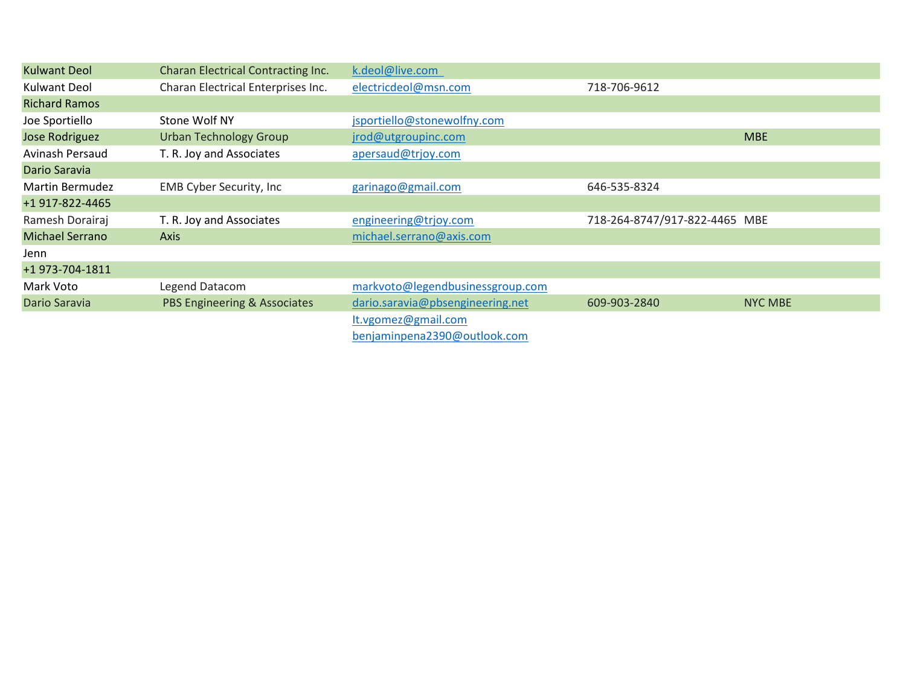| | | | | |
|---|---|---|---|---|
| Kulwant Deol | Charan Electrical Contracting Inc. | k.deol@live.com | | |
| Kulwant Deol | Charan Electrical Enterprises Inc. | electricdeol@msn.com | 718-706-9612 | |
| Richard Ramos | | | | |
| Joe Sportiello | Stone Wolf NY | jsportiello@stonewolfny.com | | |
| Jose Rodriguez | Urban Technology Group | jrod@utgroupinc.com | | MBE |
| Avinash Persaud | T. R. Joy and Associates | apersaud@trjoy.com | | |
| Dario Saravia | | | | |
| Martin Bermudez | EMB Cyber Security, Inc | garinago@gmail.com | 646-535-8324 | |
| +1 917-822-4465 | | | | |
| Ramesh Dorairaj | T. R. Joy and Associates | engineering@trjoy.com | 718-264-8747/917-822-4465 | MBE |
| Michael Serrano | Axis | michael.serrano@axis.com | | |
| Jenn | | | | |
| +1 973-704-1811 | | | | |
| Mark Voto | Legend Datacom | markvoto@legendbusinessgroup.com | | |
| Dario Saravia | PBS Engineering & Associates | dario.saravia@pbsengineering.net | 609-903-2840 | NYC MBE |
| | | lt.vgomez@gmail.com | | |
| | | benjaminpena2390@outlook.com | | |